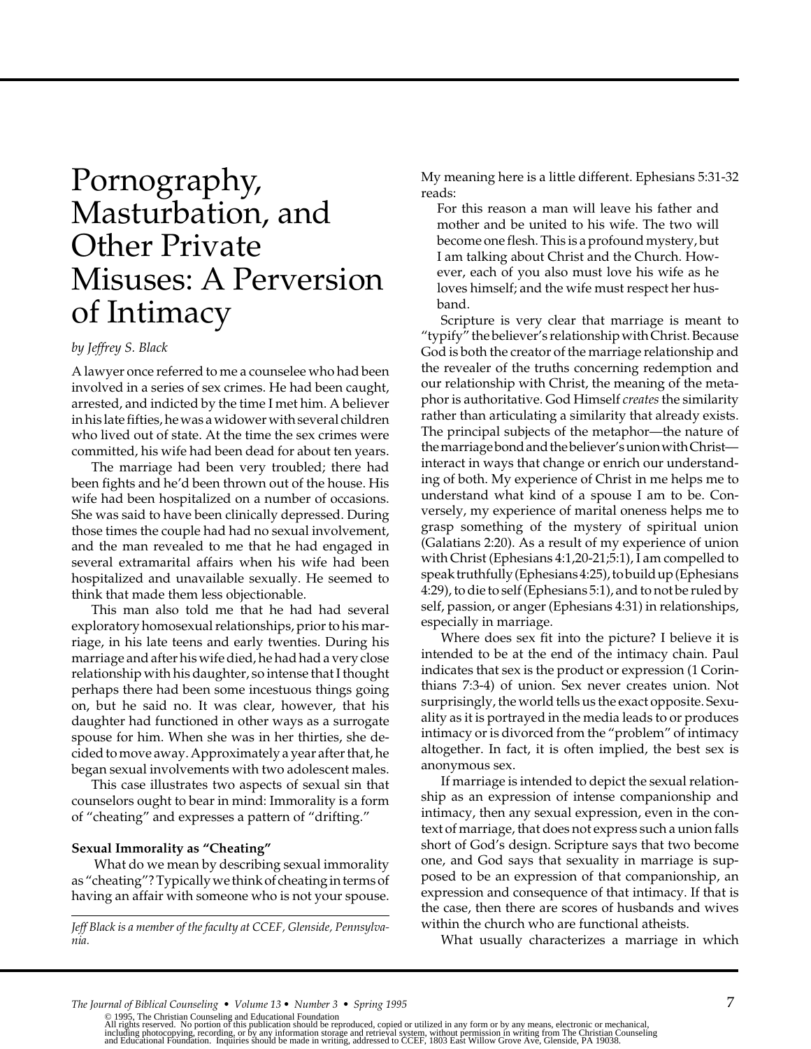# Pornography, Masturbation, and Other Private Misuses: A Perversion of Intimacy

*by Jeffrey S. Black*

A lawyer once referred to me a counselee who had been involved in a series of sex crimes. He had been caught, arrested, and indicted by the time I met him. A believer in his late fifties, he was a widower with several children who lived out of state. At the time the sex crimes were committed, his wife had been dead for about ten years.

The marriage had been very troubled; there had been fights and he'd been thrown out of the house. His wife had been hospitalized on a number of occasions. She was said to have been clinically depressed. During those times the couple had had no sexual involvement, and the man revealed to me that he had engaged in several extramarital affairs when his wife had been hospitalized and unavailable sexually. He seemed to think that made them less objectionable.

This man also told me that he had had several exploratory homosexual relationships, prior to his marriage, in his late teens and early twenties. During his marriage and after his wife died, he had had a very close relationship with his daughter, so intense that I thought perhaps there had been some incestuous things going on, but he said no. It was clear, however, that his daughter had functioned in other ways as a surrogate spouse for him. When she was in her thirties, she decided to move away. Approximately a year after that, he began sexual involvements with two adolescent males.

This case illustrates two aspects of sexual sin that counselors ought to bear in mind: Immorality is a form of "cheating" and expresses a pattern of "drifting."

**Sexual Immorality as "Cheating"**

What do we mean by describing sexual immorality as "cheating"? Typically we think of cheating in terms of having an affair with someone who is not your spouse. My meaning here is a little different. Ephesians 5:31-32 reads:

> For this reason a man will leave his father and mother and be united to his wife. The two will become one flesh. This is a profound mystery, but I am talking about Christ and the Church. However, each of you also must love his wife as he loves himself; and the wife must respect her husband.

Scripture is very clear that marriage is meant to "typify" the believer's relationship with Christ. Because God is both the creator of the marriage relationship and the revealer of the truths concerning redemption and our relationship with Christ, the meaning of the metaphor is authoritative. God Himself *creates* the similarity rather than articulating a similarity that already exists. The principal subjects of the metaphor—the nature of the marriage bond and the believer's union with Christ—interact in ways that change or enrich our understanding of both. My experience of Christ in me helps me to understand what kind of a spouse I am to be. Conversely, my experience of marital oneness helps me to grasp something of the mystery of spiritual union (Galatians 2:20). As a result of my experience of union with Christ (Ephesians 4:1,20-21;5:1), I am compelled to speak truthfully (Ephesians 4:25), to build up (Ephesians 4:29), to die to self (Ephesians 5:1), and to not be ruled by self, passion, or anger (Ephesians 4:31) in relationships, especially in marriage.

Where does sex fit into the picture? I believe it is intended to be at the end of the intimacy chain. Paul indicates that sex is the product or expression (1 Corinthians 7:3-4) of union. Sex never creates union. Not surprisingly, the world tells us the exact opposite. Sexuality as it is portrayed in the media leads to or produces intimacy or is divorced from the "problem" of intimacy altogether. In fact, it is often implied, the best sex is anonymous sex.

If marriage is intended to depict the sexual relationship as an expression of intense companionship and intimacy, then any sexual expression, even in the context of marriage, that does not express such a union falls short of God's design. Scripture says that two become one, and God says that sexuality in marriage is supposed to be an expression of that companionship, an expression and consequence of that intimacy. If that is the case, then there are scores of husbands and wives within the church who are functional atheists.

What usually characterizes a marriage in which

---

*Jeff Black is a member of the faculty at CCEF, Glenside, Pennsylvania.*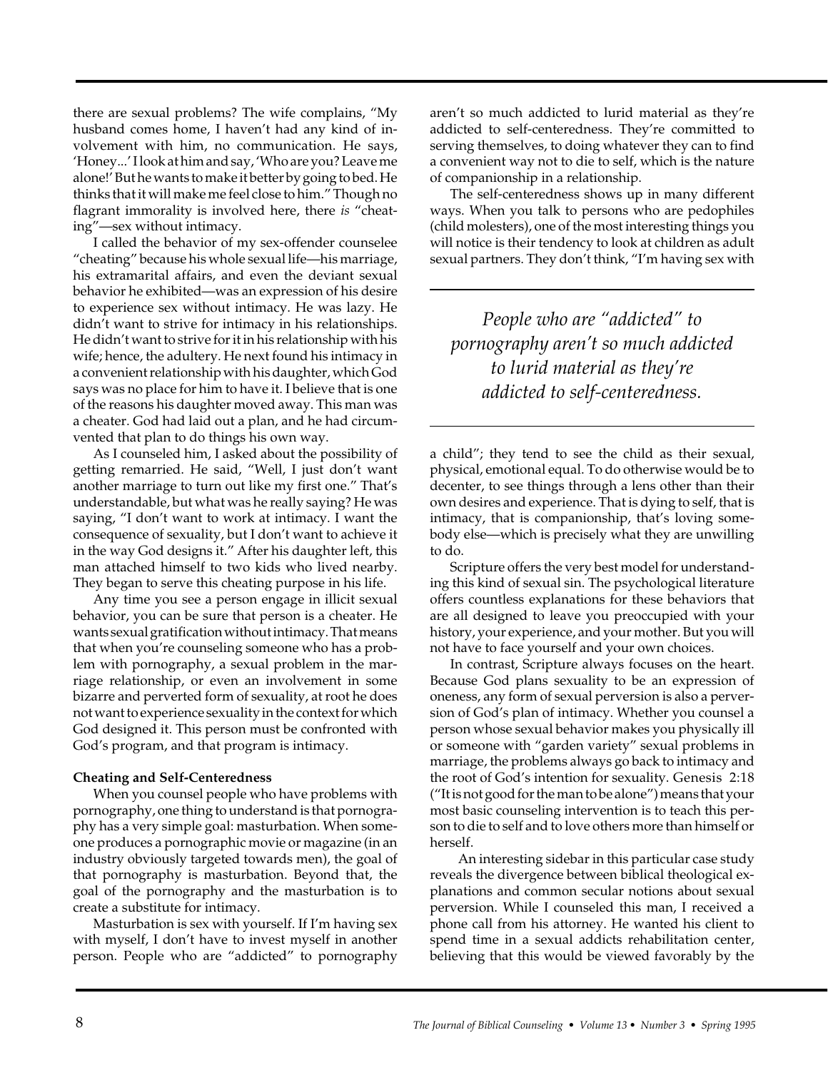there are sexual problems? The wife complains, "My husband comes home, I haven't had any kind of involvement with him, no communication. He says, 'Honey...' I look at him and say, 'Who are you? Leave me alone!' But he wants to make it better by going to bed. He thinks that it will make me feel close to him." Though no flagrant immorality is involved here, there *is* "cheating"—sex without intimacy.

I called the behavior of my sex-offender counselee "cheating" because his whole sexual life—his marriage, his extramarital affairs, and even the deviant sexual behavior he exhibited—was an expression of his desire to experience sex without intimacy. He was lazy. He didn't want to strive for intimacy in his relationships. He didn't want to strive for it in his relationship with his wife; hence, the adultery. He next found his intimacy in a convenient relationship with his daughter, which God says was no place for him to have it. I believe that is one of the reasons his daughter moved away. This man was a cheater. God had laid out a plan, and he had circumvented that plan to do things his own way.

As I counseled him, I asked about the possibility of getting remarried. He said, "Well, I just don't want another marriage to turn out like my first one." That's understandable, but what was he really saying? He was saying, "I don't want to work at intimacy. I want the consequence of sexuality, but I don't want to achieve it in the way God designs it." After his daughter left, this man attached himself to two kids who lived nearby. They began to serve this cheating purpose in his life.

Any time you see a person engage in illicit sexual behavior, you can be sure that person is a cheater. He wants sexual gratification without intimacy. That means that when you're counseling someone who has a problem with pornography, a sexual problem in the marriage relationship, or even an involvement in some bizarre and perverted form of sexuality, at root he does not want to experience sexuality in the context for which God designed it. This person must be confronted with God's program, and that program is intimacy.

**Cheating and Self-Centeredness**

When you counsel people who have problems with pornography, one thing to understand is that pornography has a very simple goal: masturbation. When someone produces a pornographic movie or magazine (in an industry obviously targeted towards men), the goal of that pornography is masturbation. Beyond that, the goal of the pornography and the masturbation is to create a substitute for intimacy.

Masturbation is sex with yourself. If I'm having sex with myself, I don't have to invest myself in another person. People who are "addicted" to pornography aren't so much addicted to lurid material as they're addicted to self-centeredness. They're committed to serving themselves, to doing whatever they can to find a convenient way not to die to self, which is the nature of companionship in a relationship.

The self-centeredness shows up in many different ways. When you talk to persons who are pedophiles (child molesters), one of the most interesting things you will notice is their tendency to look at children as adult sexual partners. They don't think, "I'm having sex with a child"; they tend to see the child as their sexual, physical, emotional equal. To do otherwise would be to decenter, to see things through a lens other than their own desires and experience. That is dying to self, that is intimacy, that is companionship, that's loving somebody else—which is precisely what they are unwilling to do.

> *People who are "addicted" to pornography aren't so much addicted to lurid material as they're addicted to self-centeredness.*

Scripture offers the very best model for understanding this kind of sexual sin. The psychological literature offers countless explanations for these behaviors that are all designed to leave you preoccupied with your history, your experience, and your mother. But you will not have to face yourself and your own choices.

In contrast, Scripture always focuses on the heart. Because God plans sexuality to be an expression of oneness, any form of sexual perversion is also a perversion of God's plan of intimacy. Whether you counsel a person whose sexual behavior makes you physically ill or someone with "garden variety" sexual problems in marriage, the problems always go back to intimacy and the root of God's intention for sexuality. Genesis 2:18 ("It is not good for the man to be alone") means that your most basic counseling intervention is to teach this person to die to self and to love others more than himself or herself.

An interesting sidebar in this particular case study reveals the divergence between biblical theological explanations and common secular notions about sexual perversion. While I counseled this man, I received a phone call from his attorney. He wanted his client to spend time in a sexual addicts rehabilitation center, believing that this would be viewed favorably by the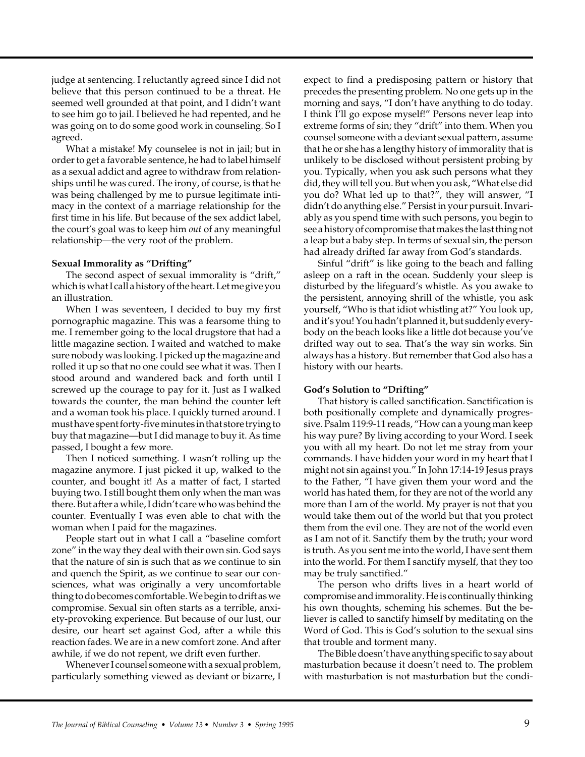judge at sentencing. I reluctantly agreed since I did not believe that this person continued to be a threat. He seemed well grounded at that point, and I didn't want to see him go to jail. I believed he had repented, and he was going on to do some good work in counseling. So I agreed.

What a mistake! My counselee is not in jail; but in order to get a favorable sentence, he had to label himself as a sexual addict and agree to withdraw from relationships until he was cured. The irony, of course, is that he was being challenged by me to pursue legitimate intimacy in the context of a marriage relationship for the first time in his life. But because of the sex addict label, the court's goal was to keep him *out* of any meaningful relationship—the very root of the problem.

**Sexual Immorality as "Drifting"**

The second aspect of sexual immorality is "drift," which is what I call a history of the heart. Let me give you an illustration.

When I was seventeen, I decided to buy my first pornographic magazine. This was a fearsome thing to me. I remember going to the local drugstore that had a little magazine section. I waited and watched to make sure nobody was looking. I picked up the magazine and rolled it up so that no one could see what it was. Then I stood around and wandered back and forth until I screwed up the courage to pay for it. Just as I walked towards the counter, the man behind the counter left and a woman took his place. I quickly turned around. I must have spent forty-five minutes in that store trying to buy that magazine—but I did manage to buy it. As time passed, I bought a few more.

Then I noticed something. I wasn't rolling up the magazine anymore. I just picked it up, walked to the counter, and bought it! As a matter of fact, I started buying two. I still bought them only when the man was there. But after a while, I didn't care who was behind the counter. Eventually I was even able to chat with the woman when I paid for the magazines.

People start out in what I call a "baseline comfort zone" in the way they deal with their own sin. God says that the nature of sin is such that as we continue to sin and quench the Spirit, as we continue to sear our consciences, what was originally a very uncomfortable thing to do becomes comfortable. We begin to drift as we compromise. Sexual sin often starts as a terrible, anxiety-provoking experience. But because of our lust, our desire, our heart set against God, after a while this reaction fades. We are in a new comfort zone. And after awhile, if we do not repent, we drift even further.

Whenever I counsel someone with a sexual problem, particularly something viewed as deviant or bizarre, I expect to find a predisposing pattern or history that precedes the presenting problem. No one gets up in the morning and says, "I don't have anything to do today. I think I'll go expose myself!" Persons never leap into extreme forms of sin; they "drift" into them. When you counsel someone with a deviant sexual pattern, assume that he or she has a lengthy history of immorality that is unlikely to be disclosed without persistent probing by you. Typically, when you ask such persons what they did, they will tell you. But when you ask, "What else did you do? What led up to that?", they will answer, "I didn't do anything else." Persist in your pursuit. Invariably as you spend time with such persons, you begin to see a history of compromise that makes the last thing not a leap but a baby step. In terms of sexual sin, the person had already drifted far away from God's standards.

Sinful "drift" is like going to the beach and falling asleep on a raft in the ocean. Suddenly your sleep is disturbed by the lifeguard's whistle. As you awake to the persistent, annoying shrill of the whistle, you ask yourself, "Who is that idiot whistling at?" You look up, and it's you! You hadn't planned it, but suddenly everybody on the beach looks like a little dot because you've drifted way out to sea. That's the way sin works. Sin always has a history. But remember that God also has a history with our hearts.

**God's Solution to "Drifting"**

That history is called sanctification. Sanctification is both positionally complete and dynamically progressive. Psalm 119:9-11 reads, "How can a young man keep his way pure? By living according to your Word. I seek you with all my heart. Do not let me stray from your commands. I have hidden your word in my heart that I might not sin against you." In John 17:14-19 Jesus prays to the Father, "I have given them your word and the world has hated them, for they are not of the world any more than I am of the world. My prayer is not that you would take them out of the world but that you protect them from the evil one. They are not of the world even as I am not of it. Sanctify them by the truth; your word is truth. As you sent me into the world, I have sent them into the world. For them I sanctify myself, that they too may be truly sanctified."

The person who drifts lives in a heart world of compromise and immorality. He is continually thinking his own thoughts, scheming his schemes. But the believer is called to sanctify himself by meditating on the Word of God. This is God's solution to the sexual sins that trouble and torment many.

The Bible doesn't have anything specific to say about masturbation because it doesn't need to. The problem with masturbation is not masturbation but the condi-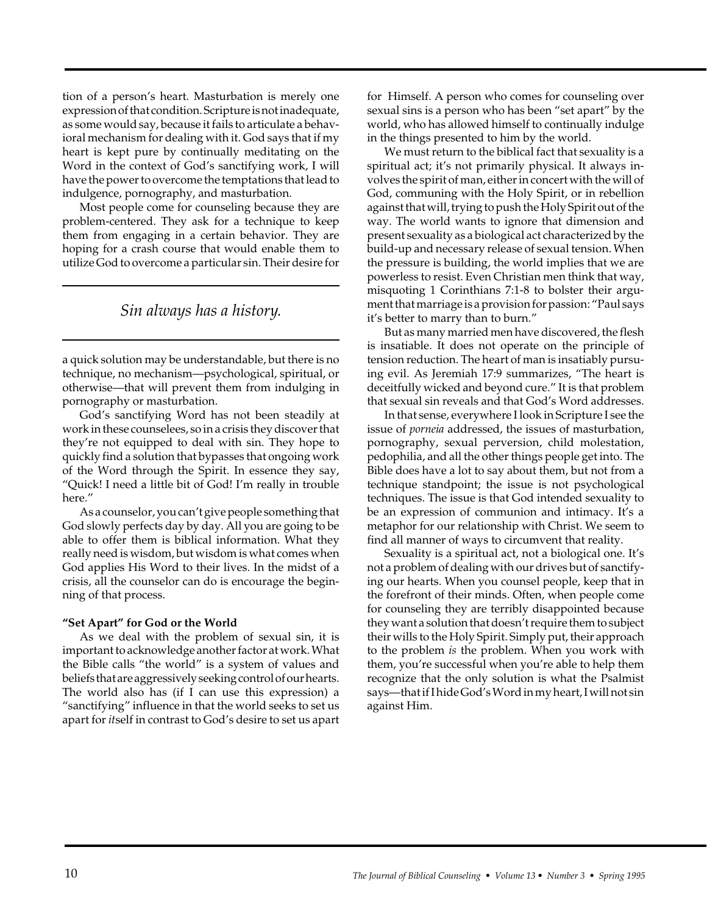tion of a person's heart. Masturbation is merely one expression of that condition. Scripture is not inadequate, as some would say, because it fails to articulate a behavioral mechanism for dealing with it. God says that if my heart is kept pure by continually meditating on the Word in the context of God's sanctifying work, I will have the power to overcome the temptations that lead to indulgence, pornography, and masturbation.

Most people come for counseling because they are problem-centered. They ask for a technique to keep them from engaging in a certain behavior. They are hoping for a crash course that would enable them to utilize God to overcome a particular sin. Their desire for a quick solution may be understandable, but there is no technique, no mechanism—psychological, spiritual, or otherwise—that will prevent them from indulging in pornography or masturbation.

*Sin always has a history.*

God's sanctifying Word has not been steadily at work in these counselees, so in a crisis they discover that they're not equipped to deal with sin. They hope to quickly find a solution that bypasses that ongoing work of the Word through the Spirit. In essence they say, "Quick! I need a little bit of God! I'm really in trouble here."

As a counselor, you can't give people something that God slowly perfects day by day. All you are going to be able to offer them is biblical information. What they really need is wisdom, but wisdom is what comes when God applies His Word to their lives. In the midst of a crisis, all the counselor can do is encourage the beginning of that process.

**"Set Apart" for God or the World**

As we deal with the problem of sexual sin, it is important to acknowledge another factor at work. What the Bible calls "the world" is a system of values and beliefs that are aggressively seeking control of our hearts. The world also has (if I can use this expression) a "sanctifying" influence in that the world seeks to set us apart for *it*self in contrast to God's desire to set us apart for Himself. A person who comes for counseling over sexual sins is a person who has been "set apart" by the world, who has allowed himself to continually indulge in the things presented to him by the world.

We must return to the biblical fact that sexuality is a spiritual act; it's not primarily physical. It always involves the spirit of man, either in concert with the will of God, communing with the Holy Spirit, or in rebellion against that will, trying to push the Holy Spirit out of the way. The world wants to ignore that dimension and present sexuality as a biological act characterized by the build-up and necessary release of sexual tension. When the pressure is building, the world implies that we are powerless to resist. Even Christian men think that way, misquoting 1 Corinthians 7:1-8 to bolster their argument that marriage is a provision for passion: "Paul says it's better to marry than to burn."

But as many married men have discovered, the flesh is insatiable. It does not operate on the principle of tension reduction. The heart of man is insatiably pursuing evil. As Jeremiah 17:9 summarizes, "The heart is deceitfully wicked and beyond cure." It is that problem that sexual sin reveals and that God's Word addresses.

In that sense, everywhere I look in Scripture I see the issue of *porneia* addressed, the issues of masturbation, pornography, sexual perversion, child molestation, pedophilia, and all the other things people get into. The Bible does have a lot to say about them, but not from a technique standpoint; the issue is not psychological techniques. The issue is that God intended sexuality to be an expression of communion and intimacy. It's a metaphor for our relationship with Christ. We seem to find all manner of ways to circumvent that reality.

Sexuality is a spiritual act, not a biological one. It's not a problem of dealing with our drives but of sanctifying our hearts. When you counsel people, keep that in the forefront of their minds. Often, when people come for counseling they are terribly disappointed because they want a solution that doesn't require them to subject their wills to the Holy Spirit. Simply put, their approach to the problem *is* the problem. When you work with them, you're successful when you're able to help them recognize that the only solution is what the Psalmist says—that if I hide God's Word in my heart, I will not sin against Him.